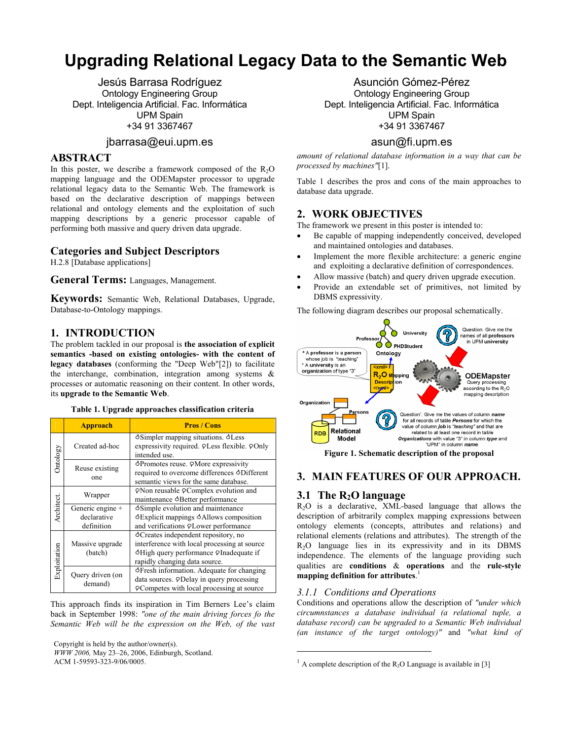# Upgrading Relational Legacy Data to the Semantic Web

Jesús Barrasa Rodríguez
Ontology Engineering Group
Dept. Inteligencia Artificial. Fac. Informática
UPM Spain
+34 91 3367467
jbarrasa@eui.upm.es

Asunción Gómez-Pérez
Ontology Engineering Group
Dept. Inteligencia Artificial. Fac. Informática
UPM Spain
+34 91 3367467
asun@fi.upm.es

## ABSTRACT

In this poster, we describe a framework composed of the $R_2O$ mapping language and the ODEMapster processor to upgrade relational legacy data to the Semantic Web. The framework is based on the declarative description of mappings between relational and ontology elements and the exploitation of such mapping descriptions by a generic processor capable of performing both massive and query driven data upgrade.

## Categories and Subject Descriptors

H.2.8 [Database applications]

## General Terms: Languages, Management.

## Keywords: Semantic Web, Relational Databases, Upgrade, Database-to-Ontology mappings.

## 1. INTRODUCTION

The problem tackled in our proposal is **the association of explicit semantics -based on existing ontologies- with the content of legacy databases** (conforming the "Deep Web"[2]) to facilitate the interchange, combination, integration among systems & processes or automatic reasoning on their content. In other words, its **upgrade to the Semantic Web**.

**Table 1. Upgrade approaches classification criteria**

| | Approach | Pros / Cons |
|---|---|---|
| Ontology | Created ad-hoc | ♁Simpler mapping situations. ♁Less expressivity required. ♀Less flexible. ♀Only intended use. |
| | Reuse existing one | ♁Promotes reuse. ♀More expressivity required to overcome differences ♁Different semantic views for the same database. |
| Architect. | Wrapper | ♀Non reusable ♀Complex evolution and maintenance ♁Better performance |
| | Generic engine + declarative definition | ♁Simple evolution and maintenance ♁Explicit mappings ♁Allows composition and verifications ♀Lower performance |
| Exploitation | Massive upgrade (batch) | ♁Creates independent repository, no interference with local processing at source ♁High query performance ♀Inadequate if rapidly changing data source. |
| | Query driven (on demand) | ♁Fresh information. Adequate for changing data sources. ♀Delay in query processing ♀Competes with local processing at source |

This approach finds its inspiration in Tim Berners Lee's claim back in September 1998: *"one of the main driving forces fo the Semantic Web will be the expression on the Web, of the vast amount of relational database information in a way that can be processed by machines"*[1].

Table 1 describes the pros and cons of the main approaches to database data upgrade.

## 2. WORK OBJECTIVES

The framework we present in this poster is intended to:

- Be capable of mapping independently conceived, developed and maintained ontologies and databases.
- Implement the more flexible architecture: a generic engine and exploiting a declarative definition of correspondences.
- Allow massive (batch) and query driven upgrade execution.
- Provide an extendable set of primitives, not limited by DBMS expressivity.

The following diagram describes our proposal schematically.

**Figure 1. Schematic description of the proposal**

## 3. MAIN FEATURES OF OUR APPROACH.

### 3.1 The $R_2O$ language

$R_2O$ is a declarative, XML-based language that allows the description of arbitrarily complex mapping expressions between ontology elements (concepts, attributes and relations) and relational elements (relations and attributes). The strength of the $R_2O$ language lies in its expressivity and in its DBMS independence. The elements of the language providing such qualities are **conditions** & **operations** and the **rule-style mapping definition for attributes**.[1]

#### *3.1.1 Conditions and Operations*

Conditions and operations allow the description of *"under which circumnstances a database individual (a relational tuple, a database record) can be upgraded to a Semantic Web individual (an instance of the target ontology)"* and *"what kind of*

[1] A complete description of the $R_2O$ Language is available in [3]

Copyright is held by the author/owner(s).
*WWW 2006,* May 23–26, 2006, Edinburgh, Scotland.
ACM 1-59593-323-9/06/0005.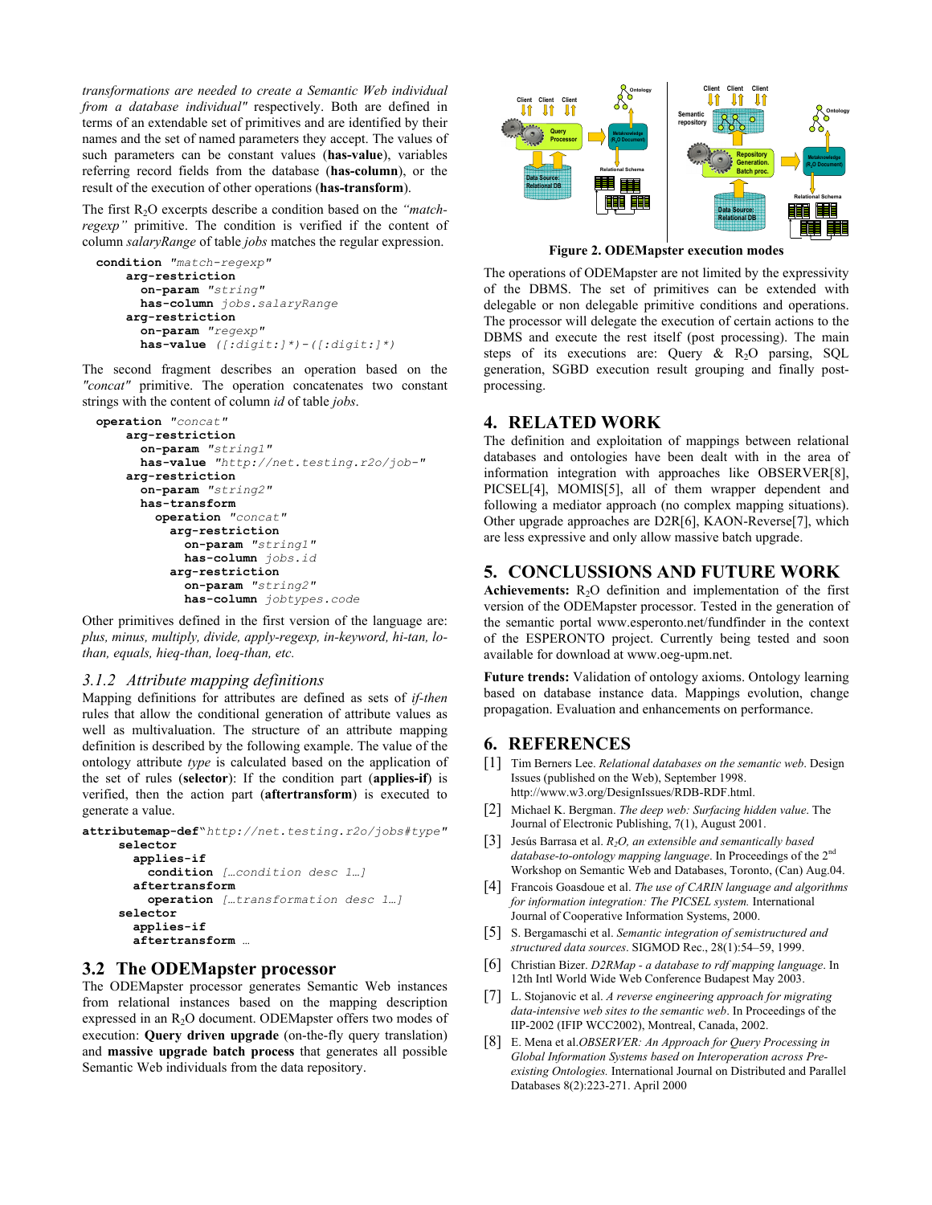*transformations are needed to create a Semantic Web individual from a database individual"* respectively. Both are defined in terms of an extendable set of primitives and are identified by their names and the set of named parameters they accept. The values of such parameters can be constant values (**has-value**), variables referring record fields from the database (**has-column**), or the result of the execution of other operations (**has-transform**).

The first $R_2O$ excerpts describe a condition based on the *"match-regexp"* primitive. The condition is verified if the content of column *salaryRange* of table *jobs* matches the regular expression.

```
condition "match-regexp"
    arg-restriction
      on-param "string"
      has-column jobs.salaryRange
    arg-restriction
      on-param "regexp"
      has-value ([:digit:]*)-([:digit:]*)
```

The second fragment describes an operation based on the *"concat"* primitive. The operation concatenates two constant strings with the content of column *id* of table *jobs*.

```
operation "concat"
    arg-restriction
      on-param "string1"
      has-value "http://net.testing.r2o/job-"
    arg-restriction
      on-param "string2"
      has-transform
        operation "concat"
          arg-restriction
            on-param "string1"
            has-column jobs.id
          arg-restriction
            on-param "string2"
            has-column jobtypes.code
```

Other primitives defined in the first version of the language are: *plus, minus, multiply, divide, apply-regexp, in-keyword, hi-tan, lo-than, equals, hieq-than, loeq-than, etc.*

### *3.1.2 Attribute mapping definitions*

Mapping definitions for attributes are defined as sets of *if-then* rules that allow the conditional generation of attribute values as well as multivaluation. The structure of an attribute mapping definition is described by the following example. The value of the ontology attribute *type* is calculated based on the application of the set of rules (**selector**): If the condition part (**applies-if**) is verified, then the action part (**aftertransform**) is executed to generate a value.

```
attributemap-def"http://net.testing.r2o/jobs#type"
    selector
      applies-if
        condition […condition desc 1…]
      aftertransform
        operation […transformation desc 1…]
    selector
      applies-if
      aftertransform …
```

## 3.2 The ODEMapster processor

The ODEMapster processor generates Semantic Web instances from relational instances based on the mapping description expressed in an $R_2O$ document. ODEMapster offers two modes of execution: **Query driven upgrade** (on-the-fly query translation) and **massive upgrade batch process** that generates all possible Semantic Web individuals from the data repository.

Client Client Client
Ontology
Query Processor
Metaknowledge ($R_2O$ Document)
Relational Schema
Data Source: Relational DB
Client Client Client
Semantic repository
Ontology
Repository Generation. Batch proc.
Metaknowledge ($R_2O$ Document)
Relational Schema
Data Source: Relational DB

**Figure 2. ODEMapster execution modes**

The operations of ODEMapster are not limited by the expressivity of the DBMS. The set of primitives can be extended with delegable or non delegable primitive conditions and operations. The processor will delegate the execution of certain actions to the DBMS and execute the rest itself (post processing). The main steps of its executions are: Query & $R_2O$ parsing, SQL generation, SGBD execution result grouping and finally post-processing.

## 4. RELATED WORK

The definition and exploitation of mappings between relational databases and ontologies have been dealt with in the area of information integration with approaches like OBSERVER[8], PICSEL[4], MOMIS[5], all of them wrapper dependent and following a mediator approach (no complex mapping situations). Other upgrade approaches are D2R[6], KAON-Reverse[7], which are less expressive and only allow massive batch upgrade.

## 5. CONCLUSSIONS AND FUTURE WORK

**Achievements:** $R_2O$ definition and implementation of the first version of the ODEMapster processor. Tested in the generation of the semantic portal www.esperonto.net/fundfinder in the context of the ESPERONTO project. Currently being tested and soon available for download at www.oeg-upm.net.

**Future trends:** Validation of ontology axioms. Ontology learning based on database instance data. Mappings evolution, change propagation. Evaluation and enhancements on performance.

## 6. REFERENCES

[1] Tim Berners Lee. *Relational databases on the semantic web*. Design Issues (published on the Web), September 1998. http://www.w3.org/DesignIssues/RDB-RDF.html.

[2] Michael K. Bergman. *The deep web: Surfacing hidden value*. The Journal of Electronic Publishing, 7(1), August 2001.

[3] Jesús Barrasa et al. *$R_2O$, an extensible and semantically based database-to-ontology mapping language*. In Proceedings of the 2nd Workshop on Semantic Web and Databases, Toronto, (Can) Aug.04.

[4] Francois Goasdoue et al. *The use of CARIN language and algorithms for information integration: The PICSEL system.* International Journal of Cooperative Information Systems, 2000.

[5] S. Bergamaschi et al. *Semantic integration of semistructured and structured data sources*. SIGMOD Rec., 28(1):54–59, 1999.

[6] Christian Bizer. *D2RMap - a database to rdf mapping language*. In 12th Intl World Wide Web Conference Budapest May 2003.

[7] L. Stojanovic et al. *A reverse engineering approach for migrating data-intensive web sites to the semantic web*. In Proceedings of the IIP-2002 (IFIP WCC2002), Montreal, Canada, 2002.

[8] E. Mena et al.*OBSERVER: An Approach for Query Processing in Global Information Systems based on Interoperation across Pre-existing Ontologies.* International Journal on Distributed and Parallel Databases 8(2):223-271. April 2000